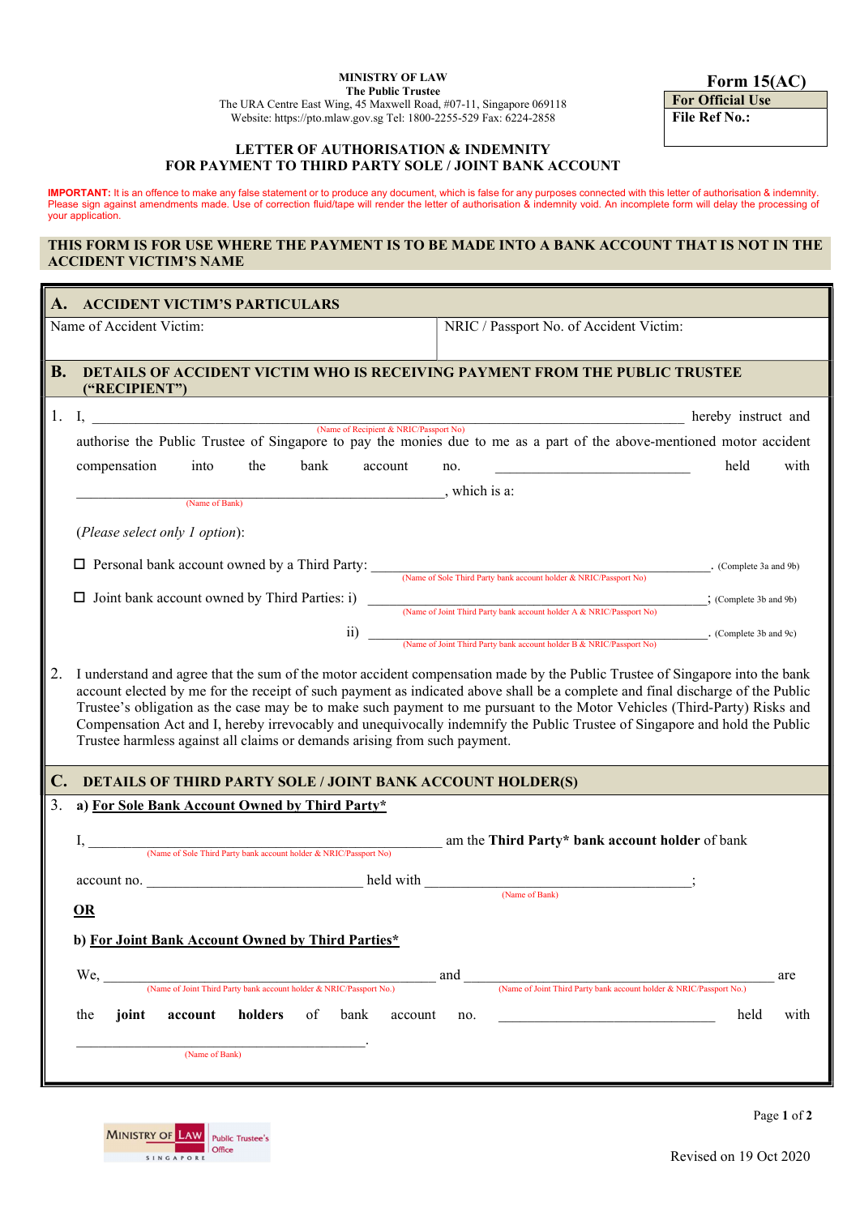MINISTRY OF LAW
The Public Trustee
The URA Centre East Wing, 45 Maxwell Road, #07-11, Singapore 069118
Website: https://pto.mlaw.gov.sg Tel: 1800-2255-529 Fax: 6224-2858

**Form 15(AC)**

| For Official Use |
|---|
| File Ref No.: |

## LETTER OF AUTHORISATION & INDEMNITY FOR PAYMENT TO THIRD PARTY SOLE / JOINT BANK ACCOUNT

**IMPORTANT:** It is an offence to make any false statement or to produce any document, which is false for any purposes connected with this letter of authorisation & indemnity. Please sign against amendments made. Use of correction fluid/tape will render the letter of authorisation & indemnity void. An incomplete form will delay the processing of your application.

**THIS FORM IS FOR USE WHERE THE PAYMENT IS TO BE MADE INTO A BANK ACCOUNT THAT IS NOT IN THE ACCIDENT VICTIM'S NAME**

### A. ACCIDENT VICTIM'S PARTICULARS

| Name of Accident Victim: | NRIC / Passport No. of Accident Victim: |
|---|---|
| | |

### B. DETAILS OF ACCIDENT VICTIM WHO IS RECEIVING PAYMENT FROM THE PUBLIC TRUSTEE ("RECIPIENT")

1. I, ______________________________ (Name of Recipient & NRIC/Passport No) hereby instruct and authorise the Public Trustee of Singapore to pay the monies due to me as a part of the above-mentioned motor accident compensation into the bank account no. ____________________ held with ______________________________ (Name of Bank), which is a:

   (*Please select only 1 option*):

   ☐ Personal bank account owned by a Third Party: ______________________________ (Name of Sole Third Party bank account holder & NRIC/Passport No). (Complete 3a and 9b)

   ☐ Joint bank account owned by Third Parties: i) ______________________________ (Name of Joint Third Party bank account holder A & NRIC/Passport No); (Complete 3b and 9b)

   ii) ______________________________ (Name of Joint Third Party bank account holder B & NRIC/Passport No). (Complete 3b and 9c)

2. I understand and agree that the sum of the motor accident compensation made by the Public Trustee of Singapore into the bank account elected by me for the receipt of such payment as indicated above shall be a complete and final discharge of the Public Trustee's obligation as the case may be to make such payment to me pursuant to the Motor Vehicles (Third-Party) Risks and Compensation Act and I, hereby irrevocably and unequivocally indemnify the Public Trustee of Singapore and hold the Public Trustee harmless against all claims or demands arising from such payment.

### C. DETAILS OF THIRD PARTY SOLE / JOINT BANK ACCOUNT HOLDER(S)

3. **a) For Sole Bank Account Owned by Third Party***

   I, ______________________________ (Name of Sole Third Party bank account holder & NRIC/Passport No) am the **Third Party* bank account holder** of bank account no. ____________________ held with ______________________________ (Name of Bank);

   **OR**

   **b) For Joint Bank Account Owned by Third Parties***

   We, ______________________________ (Name of Joint Third Party bank account holder & NRIC/Passport No.) and ______________________________ (Name of Joint Third Party bank account holder & NRIC/Passport No.) are the **joint account holders** of bank account no. ____________________ held with ______________________________ (Name of Bank).

Revised on 19 Oct 2020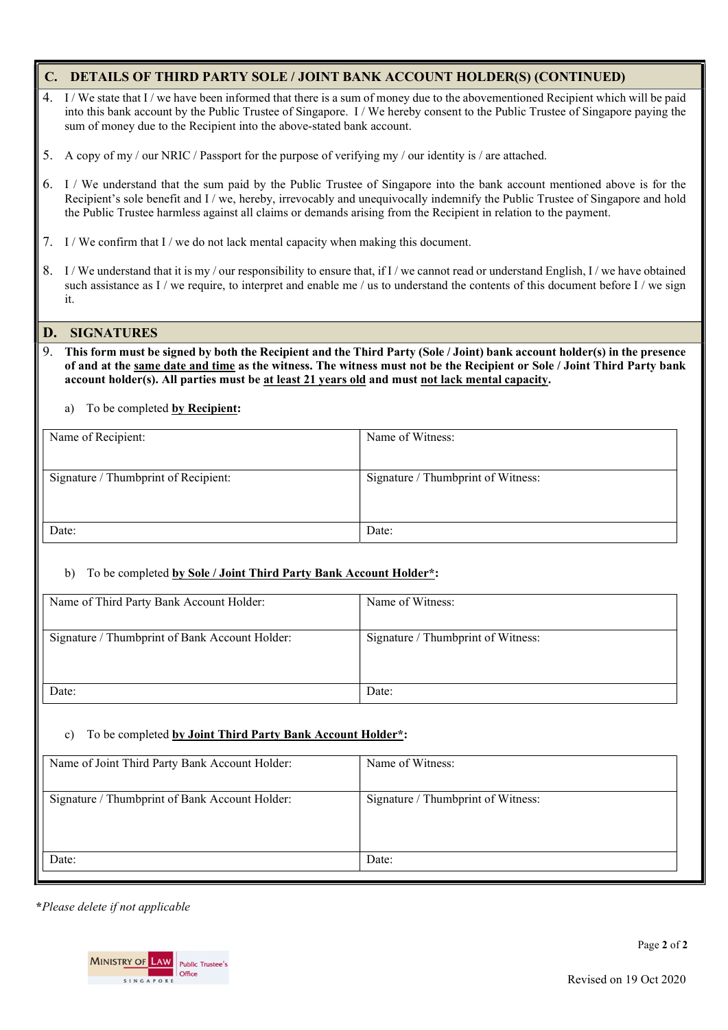## C. DETAILS OF THIRD PARTY SOLE / JOINT BANK ACCOUNT HOLDER(S) (CONTINUED)

4. I / We state that I / we have been informed that there is a sum of money due to the abovementioned Recipient which will be paid into this bank account by the Public Trustee of Singapore. I / We hereby consent to the Public Trustee of Singapore paying the sum of money due to the Recipient into the above-stated bank account.

5. A copy of my / our NRIC / Passport for the purpose of verifying my / our identity is / are attached.

6. I / We understand that the sum paid by the Public Trustee of Singapore into the bank account mentioned above is for the Recipient's sole benefit and I / we, hereby, irrevocably and unequivocally indemnify the Public Trustee of Singapore and hold the Public Trustee harmless against all claims or demands arising from the Recipient in relation to the payment.

7. I / We confirm that I / we do not lack mental capacity when making this document.

8. I / We understand that it is my / our responsibility to ensure that, if I / we cannot read or understand English, I / we have obtained such assistance as I / we require, to interpret and enable me / us to understand the contents of this document before I / we sign it.

## D. SIGNATURES

9. **This form must be signed by both the Recipient and the Third Party (Sole / Joint) bank account holder(s) in the presence of and at the same date and time as the witness. The witness must not be the Recipient or Sole / Joint Third Party bank account holder(s). All parties must be at least 21 years old and must not lack mental capacity.**

a) To be completed **by Recipient:**

| | |
|---|---|
| Name of Recipient: | Name of Witness: |
| Signature / Thumbprint of Recipient: | Signature / Thumbprint of Witness: |
| Date: | Date: |

b) To be completed **by Sole / Joint Third Party Bank Account Holder*:**

| | |
|---|---|
| Name of Third Party Bank Account Holder: | Name of Witness: |
| Signature / Thumbprint of Bank Account Holder: | Signature / Thumbprint of Witness: |
| Date: | Date: |

c) To be completed **by Joint Third Party Bank Account Holder*:**

| | |
|---|---|
| Name of Joint Third Party Bank Account Holder: | Name of Witness: |
| Signature / Thumbprint of Bank Account Holder: | Signature / Thumbprint of Witness: |
| Date: | Date: |

**\***_Please delete if not applicable_

Revised on 19 Oct 2020